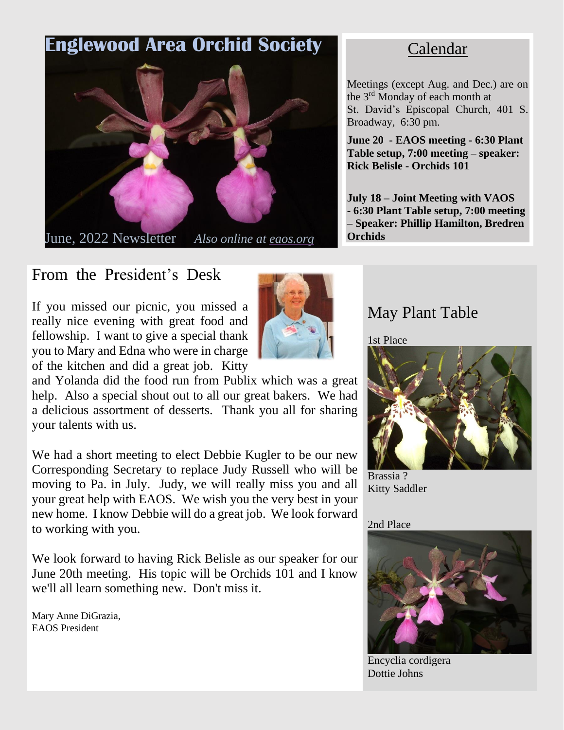# Englewood Area Orchid Society

June, 2022 Newsletter *Also online at eaos.org*

## Calendar

Meetings (except Aug. and Dec.) are on the 3rd Monday of each month at St. David's Episcopal Church, 401 S. Broadway, 6:30 pm.

**June 20 - EAOS meeting - 6:30 Plant Table setup, 7:00 meeting – speaker: Rick Belisle - Orchids 101**

**July 18 – Joint Meeting with VAOS - 6:30 Plant Table setup, 7:00 meeting – Speaker: Phillip Hamilton, Bredren Orchids**

## From the President's Desk

If you missed our picnic, you missed a really nice evening with great food and fellowship. I want to give a special thank you to Mary and Edna who were in charge of the kitchen and did a great job. Kitty and Yolanda did the food run from Publix which was a great help. Also a special shout out to all our great bakers. We had a delicious assortment of desserts. Thank you all for sharing your talents with us.

We had a short meeting to elect Debbie Kugler to be our new Corresponding Secretary to replace Judy Russell who will be moving to Pa. in July. Judy, we will really miss you and all your great help with EAOS. We wish you the very best in your new home. I know Debbie will do a great job. We look forward to working with you.

We look forward to having Rick Belisle as our speaker for our June 20th meeting. His topic will be Orchids 101 and I know we'll all learn something new. Don't miss it.

Mary Anne DiGrazia,
EAOS President

## May Plant Table

1st Place

Brassia ?
Kitty Saddler

2nd Place

Encyclia cordigera
Dottie Johns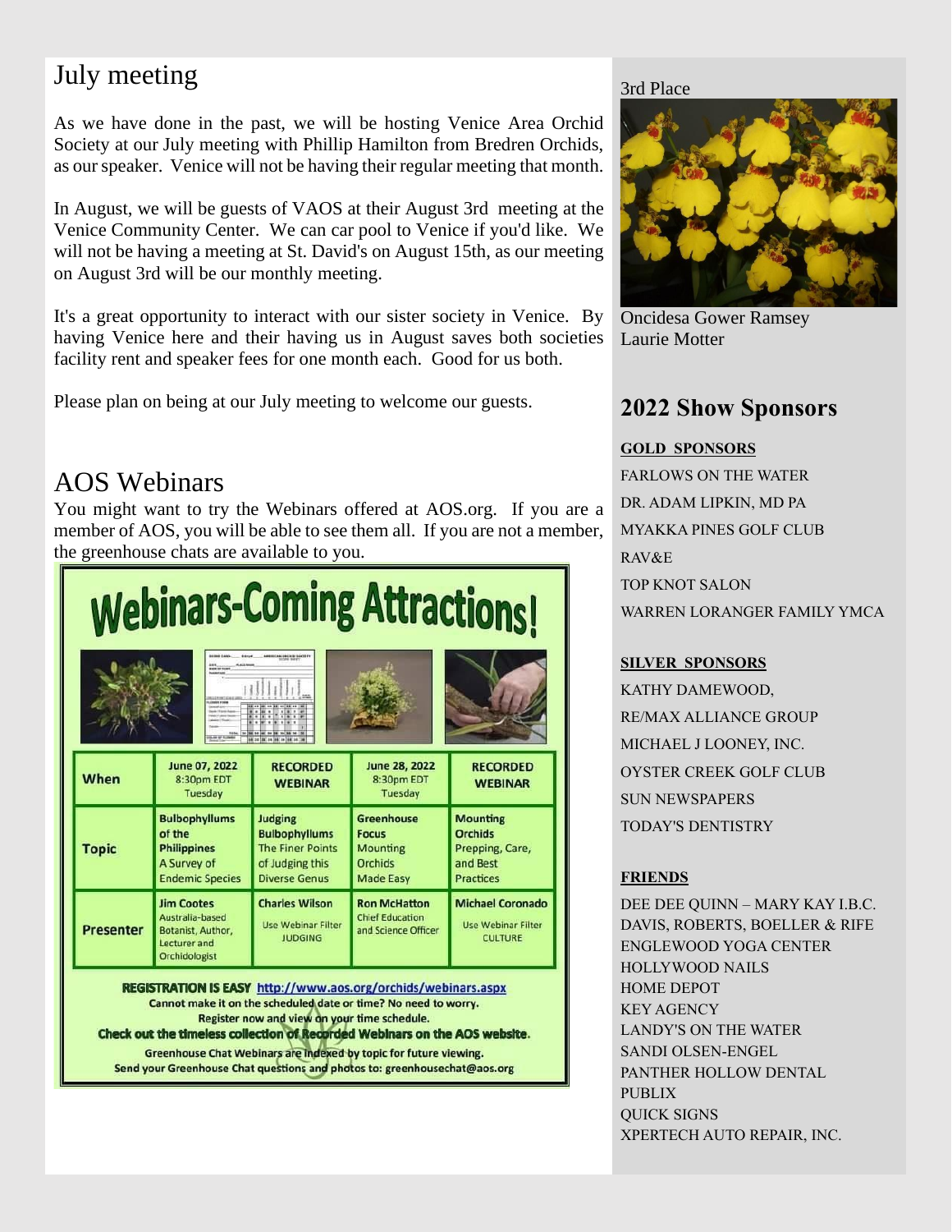## July meeting

As we have done in the past, we will be hosting Venice Area Orchid Society at our July meeting with Phillip Hamilton from Bredren Orchids, as our speaker. Venice will not be having their regular meeting that month.

In August, we will be guests of VAOS at their August 3rd meeting at the Venice Community Center. We can car pool to Venice if you'd like. We will not be having a meeting at St. David's on August 15th, as our meeting on August 3rd will be our monthly meeting.

It's a great opportunity to interact with our sister society in Venice. By having Venice here and their having us in August saves both societies facility rent and speaker fees for one month each. Good for us both.

Please plan on being at our July meeting to welcome our guests.

## AOS Webinars

You might want to try the Webinars offered at AOS.org. If you are a member of AOS, you will be able to see them all. If you are not a member, the greenhouse chats are available to you.

# Webinars-Coming Attractions!

| When | June 07, 2022 8:30pm EDT Tuesday | RECORDED WEBINAR | June 28, 2022 8:30pm EDT Tuesday | RECORDED WEBINAR |
|---|---|---|---|---|
| Topic | Bulbophyllums of the Philippines A Survey of Endemic Species | Judging Bulbophyllums The Finer Points of Judging this Diverse Genus | Greenhouse Focus Mounting Orchids Made Easy | Mounting Orchids Prepping, Care, and Best Practices |
| Presenter | Jim Cootes Australia-based Botanist, Author, Lecturer and Orchidologist | Charles Wilson Use Webinar Filter JUDGING | Ron McHatton Chief Education and Science Officer | Michael Coronado Use Webinar Filter CULTURE |

**REGISTRATION IS EASY** http://www.aos.org/orchids/webinars.aspx

Cannot make it on the scheduled date or time? No need to worry.
Register now and view on your time schedule.

**Check out the timeless collection of Recorded Webinars on the AOS website.**

Greenhouse Chat Webinars are indexed by topic for future viewing.
Send your Greenhouse Chat questions and photos to: greenhousechat@aos.org

3rd Place

Oncidesa Gower Ramsey
Laurie Motter

## 2022 Show Sponsors

**GOLD SPONSORS**

FARLOWS ON THE WATER
DR. ADAM LIPKIN, MD PA
MYAKKA PINES GOLF CLUB
RAV&E
TOP KNOT SALON
WARREN LORANGER FAMILY YMCA

**SILVER SPONSORS**

KATHY DAMEWOOD,
RE/MAX ALLIANCE GROUP
MICHAEL J LOONEY, INC.
OYSTER CREEK GOLF CLUB
SUN NEWSPAPERS
TODAY'S DENTISTRY

**FRIENDS**

DEE DEE QUINN – MARY KAY I.B.C.
DAVIS, ROBERTS, BOELLER & RIFE
ENGLEWOOD YOGA CENTER
HOLLYWOOD NAILS
HOME DEPOT
KEY AGENCY
LANDY'S ON THE WATER
SANDI OLSEN-ENGEL
PANTHER HOLLOW DENTAL
PUBLIX
QUICK SIGNS
XPERTECH AUTO REPAIR, INC.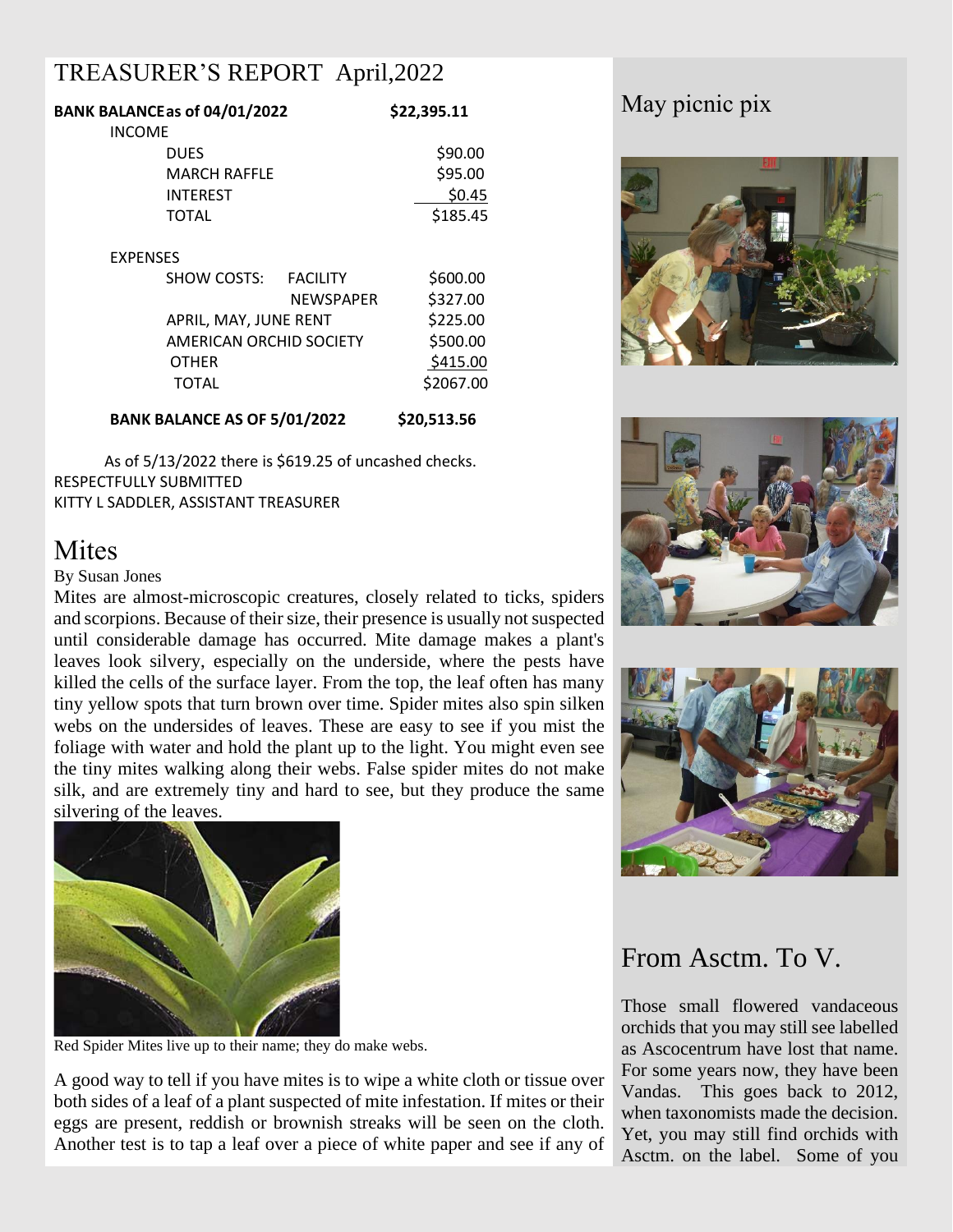# TREASURER'S REPORT April,2022

| | | |
|---|---|---|
| **BANK BALANCE as of 04/01/2022** | | **$22,395.11** |
| INCOME | | |
| DUES | | $90.00 |
| MARCH RAFFLE | | $95.00 |
| INTEREST | | $0.45 |
| TOTAL | | $185.45 |
| EXPENSES | | |
| SHOW COSTS: | FACILITY | $600.00 |
| | NEWSPAPER | $327.00 |
| APRIL, MAY, JUNE RENT | | $225.00 |
| AMERICAN ORCHID SOCIETY | | $500.00 |
| OTHER | | $415.00 |
| TOTAL | | $2067.00 |
| **BANK BALANCE AS OF 5/01/2022** | | **$20,513.56** |

As of 5/13/2022 there is $619.25 of uncashed checks.
RESPECTFULLY SUBMITTED
KITTY L SADDLER, ASSISTANT TREASURER

# Mites

By Susan Jones

Mites are almost-microscopic creatures, closely related to ticks, spiders and scorpions. Because of their size, their presence is usually not suspected until considerable damage has occurred. Mite damage makes a plant's leaves look silvery, especially on the underside, where the pests have killed the cells of the surface layer. From the top, the leaf often has many tiny yellow spots that turn brown over time. Spider mites also spin silken webs on the undersides of leaves. These are easy to see if you mist the foliage with water and hold the plant up to the light. You might even see the tiny mites walking along their webs. False spider mites do not make silk, and are extremely tiny and hard to see, but they produce the same silvering of the leaves.

Red Spider Mites live up to their name; they do make webs.

A good way to tell if you have mites is to wipe a white cloth or tissue over both sides of a leaf of a plant suspected of mite infestation. If mites or their eggs are present, reddish or brownish streaks will be seen on the cloth. Another test is to tap a leaf over a piece of white paper and see if any of

# May picnic pix

# From Asctm. To V.

Those small flowered vandaceous orchids that you may still see labelled as Ascocentrum have lost that name. For some years now, they have been Vandas. This goes back to 2012, when taxonomists made the decision. Yet, you may still find orchids with Asctm. on the label. Some of you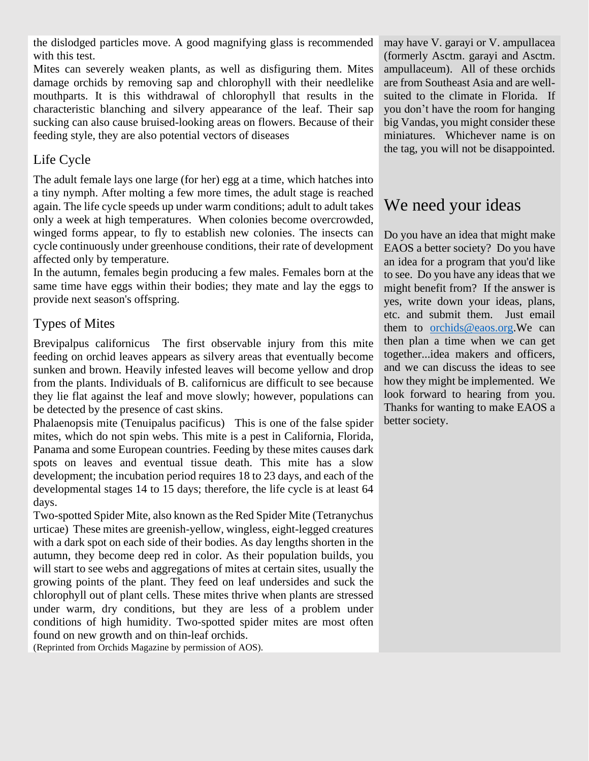the dislodged particles move. A good magnifying glass is recommended with this test.

Mites can severely weaken plants, as well as disfiguring them. Mites damage orchids by removing sap and chlorophyll with their needlelike mouthparts. It is this withdrawal of chlorophyll that results in the characteristic blanching and silvery appearance of the leaf. Their sap sucking can also cause bruised-looking areas on flowers. Because of their feeding style, they are also potential vectors of diseases

## Life Cycle

The adult female lays one large (for her) egg at a time, which hatches into a tiny nymph. After molting a few more times, the adult stage is reached again. The life cycle speeds up under warm conditions; adult to adult takes only a week at high temperatures. When colonies become overcrowded, winged forms appear, to fly to establish new colonies. The insects can cycle continuously under greenhouse conditions, their rate of development affected only by temperature.

In the autumn, females begin producing a few males. Females born at the same time have eggs within their bodies; they mate and lay the eggs to provide next season's offspring.

## Types of Mites

Brevipalpus californicus The first observable injury from this mite feeding on orchid leaves appears as silvery areas that eventually become sunken and brown. Heavily infested leaves will become yellow and drop from the plants. Individuals of B. californicus are difficult to see because they lie flat against the leaf and move slowly; however, populations can be detected by the presence of cast skins.

Phalaenopsis mite (Tenuipalus pacificus) This is one of the false spider mites, which do not spin webs. This mite is a pest in California, Florida, Panama and some European countries. Feeding by these mites causes dark spots on leaves and eventual tissue death. This mite has a slow development; the incubation period requires 18 to 23 days, and each of the developmental stages 14 to 15 days; therefore, the life cycle is at least 64 days.

Two-spotted Spider Mite, also known as the Red Spider Mite (Tetranychus urticae) These mites are greenish-yellow, wingless, eight-legged creatures with a dark spot on each side of their bodies. As day lengths shorten in the autumn, they become deep red in color. As their population builds, you will start to see webs and aggregations of mites at certain sites, usually the growing points of the plant. They feed on leaf undersides and suck the chlorophyll out of plant cells. These mites thrive when plants are stressed under warm, dry conditions, but they are less of a problem under conditions of high humidity. Two-spotted spider mites are most often found on new growth and on thin-leaf orchids.

(Reprinted from Orchids Magazine by permission of AOS).

may have V. garayi or V. ampullacea (formerly Asctm. garayi and Asctm. ampullaceum). All of these orchids are from Southeast Asia and are well-suited to the climate in Florida. If you don't have the room for hanging big Vandas, you might consider these miniatures. Whichever name is on the tag, you will not be disappointed.

# We need your ideas

Do you have an idea that might make EAOS a better society? Do you have an idea for a program that you'd like to see. Do you have any ideas that we might benefit from? If the answer is yes, write down your ideas, plans, etc. and submit them. Just email them to orchids@eaos.org.We can then plan a time when we can get together...idea makers and officers, and we can discuss the ideas to see how they might be implemented. We look forward to hearing from you. Thanks for wanting to make EAOS a better society.